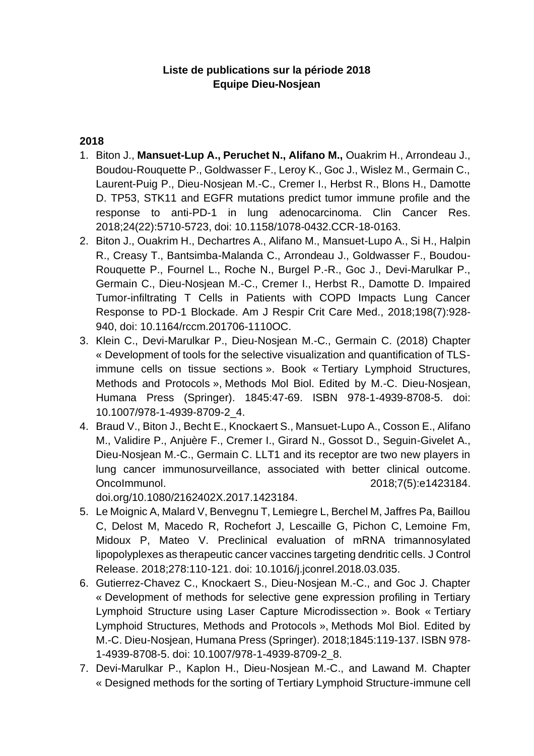**Liste de publications sur la période 2018**
**Equipe Dieu-Nosjean**

**2018**

1. Biton J., **Mansuet-Lup A., Peruchet N., Alifano M.,** Ouakrim H., Arrondeau J., Boudou-Rouquette P., Goldwasser F., Leroy K., Goc J., Wislez M., Germain C., Laurent-Puig P., Dieu-Nosjean M.-C., Cremer I., Herbst R., Blons H., Damotte D. TP53, STK11 and EGFR mutations predict tumor immune profile and the response to anti-PD-1 in lung adenocarcinoma. Clin Cancer Res. 2018;24(22):5710-5723, doi: 10.1158/1078-0432.CCR-18-0163.
2. Biton J., Ouakrim H., Dechartres A., Alifano M., Mansuet-Lupo A., Si H., Halpin R., Creasy T., Bantsimba-Malanda C., Arrondeau J., Goldwasser F., Boudou-Rouquette P., Fournel L., Roche N., Burgel P.-R., Goc J., Devi-Marulkar P., Germain C., Dieu-Nosjean M.-C., Cremer I., Herbst R., Damotte D. Impaired Tumor-infiltrating T Cells in Patients with COPD Impacts Lung Cancer Response to PD-1 Blockade. Am J Respir Crit Care Med., 2018;198(7):928-940, doi: 10.1164/rccm.201706-1110OC.
3. Klein C., Devi-Marulkar P., Dieu-Nosjean M.-C., Germain C. (2018) Chapter « Development of tools for the selective visualization and quantification of TLS-immune cells on tissue sections ». Book « Tertiary Lymphoid Structures, Methods and Protocols », Methods Mol Biol. Edited by M.-C. Dieu-Nosjean, Humana Press (Springer). 1845:47-69. ISBN 978-1-4939-8708-5. doi: 10.1007/978-1-4939-8709-2_4.
4. Braud V., Biton J., Becht E., Knockaert S., Mansuet-Lupo A., Cosson E., Alifano M., Validire P., Anjuère F., Cremer I., Girard N., Gossot D., Seguin-Givelet A., Dieu-Nosjean M.-C., Germain C. LLT1 and its receptor are two new players in lung cancer immunosurveillance, associated with better clinical outcome. OncoImmunol. 2018;7(5):e1423184. doi.org/10.1080/2162402X.2017.1423184.
5. Le Moignic A, Malard V, Benvegnu T, Lemiegre L, Berchel M, Jaffres Pa, Baillou C, Delost M, Macedo R, Rochefort J, Lescaille G, Pichon C, Lemoine Fm, Midoux P, Mateo V. Preclinical evaluation of mRNA trimannosylated lipopolyplexes as therapeutic cancer vaccines targeting dendritic cells. J Control Release. 2018;278:110-121. doi: 10.1016/j.jconrel.2018.03.035.
6. Gutierrez-Chavez C., Knockaert S., Dieu-Nosjean M.-C., and Goc J. Chapter « Development of methods for selective gene expression profiling in Tertiary Lymphoid Structure using Laser Capture Microdissection ». Book « Tertiary Lymphoid Structures, Methods and Protocols », Methods Mol Biol. Edited by M.-C. Dieu-Nosjean, Humana Press (Springer). 2018;1845:119-137. ISBN 978-1-4939-8708-5. doi: 10.1007/978-1-4939-8709-2_8.
7. Devi-Marulkar P., Kaplon H., Dieu-Nosjean M.-C., and Lawand M. Chapter « Designed methods for the sorting of Tertiary Lymphoid Structure-immune cell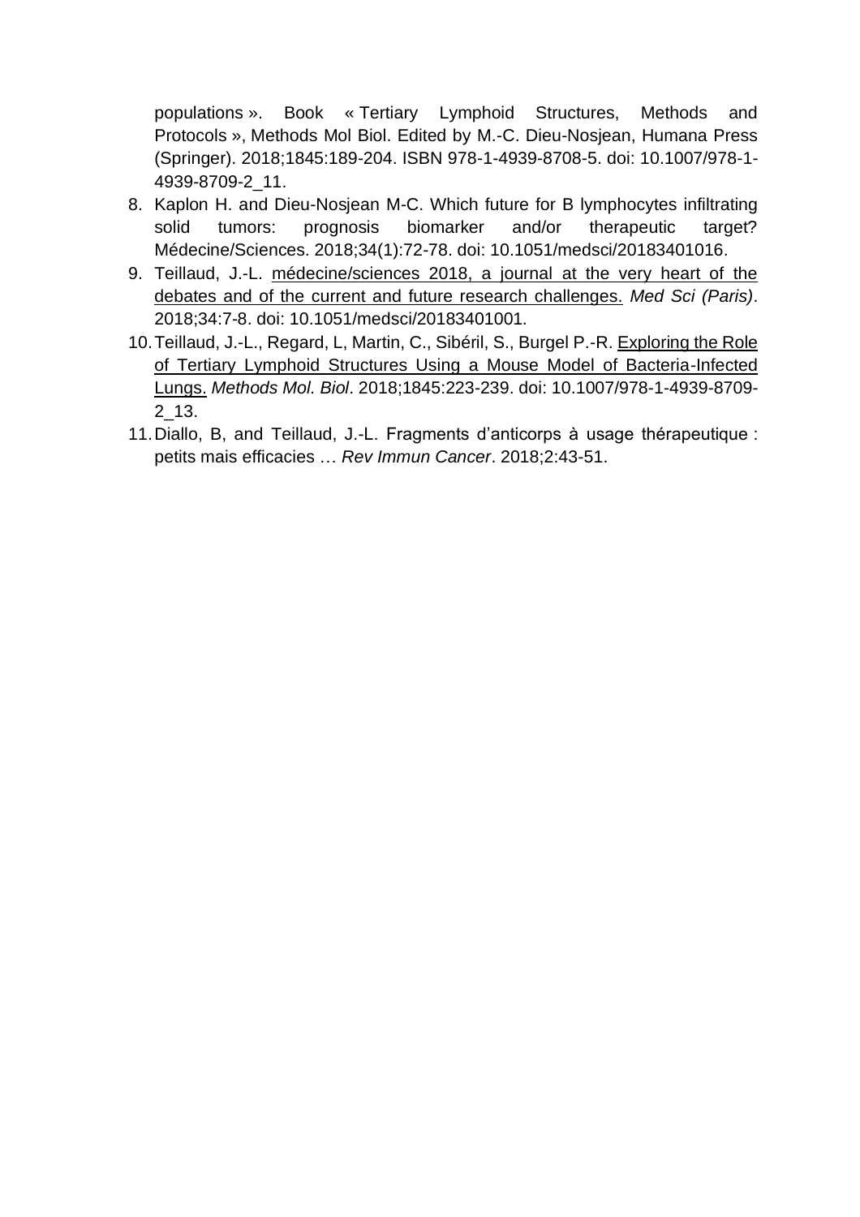populations ». Book « Tertiary Lymphoid Structures, Methods and Protocols », Methods Mol Biol. Edited by M.-C. Dieu-Nosjean, Humana Press (Springer). 2018;1845:189-204. ISBN 978-1-4939-8708-5. doi: 10.1007/978-1-4939-8709-2_11.

8. Kaplon H. and Dieu-Nosjean M-C. Which future for B lymphocytes infiltrating solid tumors: prognosis biomarker and/or therapeutic target? Médecine/Sciences. 2018;34(1):72-78. doi: 10.1051/medsci/20183401016.
9. Teillaud, J.-L. médecine/sciences 2018, a journal at the very heart of the debates and of the current and future research challenges. *Med Sci (Paris)*. 2018;34:7-8. doi: 10.1051/medsci/20183401001.
10. Teillaud, J.-L., Regard, L, Martin, C., Sibéril, S., Burgel P.-R. Exploring the Role of Tertiary Lymphoid Structures Using a Mouse Model of Bacteria-Infected Lungs. *Methods Mol. Biol*. 2018;1845:223-239. doi: 10.1007/978-1-4939-8709-2_13.
11. Diallo, B, and Teillaud, J.-L. Fragments d'anticorps à usage thérapeutique : petits mais efficacies … *Rev Immun Cancer*. 2018;2:43-51.